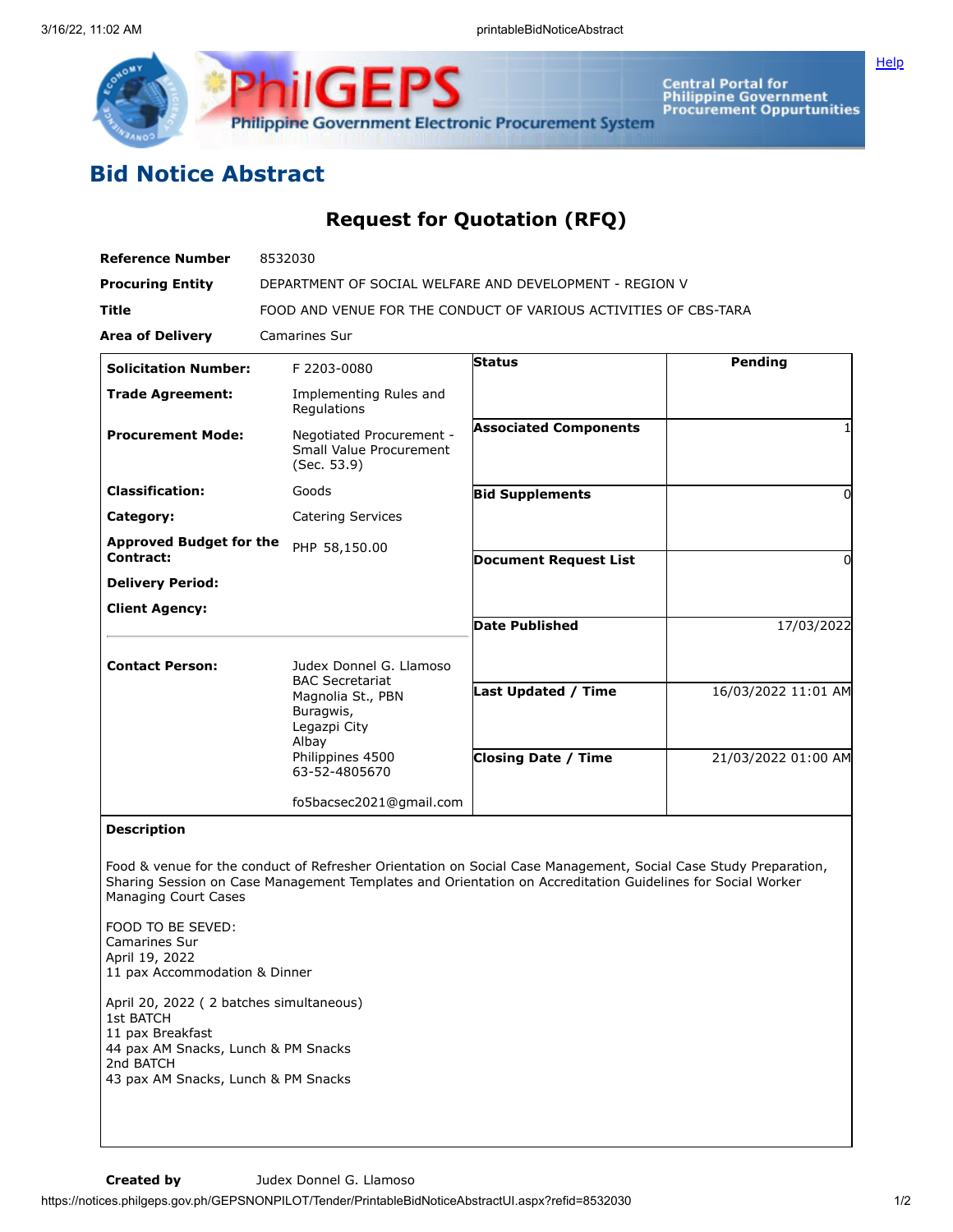# Bid Notice Abstract

## Request for Quotation (RFQ)

| | |
|---|---|
| **Reference Number** | 8532030 |
| **Procuring Entity** | DEPARTMENT OF SOCIAL WELFARE AND DEVELOPMENT - REGION V |
| **Title** | FOOD AND VENUE FOR THE CONDUCT OF VARIOUS ACTIVITIES OF CBS-TARA |
| **Area of Delivery** | Camarines Sur |

| | | | |
|---|---|---|---|
| **Solicitation Number:** | F 2203-0080 | **Status** | Pending |
| **Trade Agreement:** | Implementing Rules and Regulations | | |
| **Procurement Mode:** | Negotiated Procurement - Small Value Procurement (Sec. 53.9) | **Associated Components** | 1 |
| **Classification:** | Goods | **Bid Supplements** | 0 |
| **Category:** | Catering Services | | |
| **Approved Budget for the Contract:** | PHP 58,150.00 | **Document Request List** | 0 |
| **Delivery Period:** | | | |
| **Client Agency:** | | **Date Published** | 17/03/2022 |
| **Contact Person:** | Judex Donnel G. Llamoso<br>BAC Secretariat<br>Magnolia St., PBN<br>Buragwis,<br>Legazpi City<br>Albay<br>Philippines 4500<br>63-52-4805670<br><br>fo5bacsec2021@gmail.com | **Last Updated / Time** | 16/03/2022 11:01 AM |
| | | **Closing Date / Time** | 21/03/2022 01:00 AM |

**Description**

Food & venue for the conduct of Refresher Orientation on Social Case Management, Social Case Study Preparation, Sharing Session on Case Management Templates and Orientation on Accreditation Guidelines for Social Worker Managing Court Cases

FOOD TO BE SEVED:
Camarines Sur
April 19, 2022
11 pax Accommodation & Dinner

April 20, 2022 ( 2 batches simultaneous)
1st BATCH
11 pax Breakfast
44 pax AM Snacks, Lunch & PM Snacks
2nd BATCH
43 pax AM Snacks, Lunch & PM Snacks

**Created by** Judex Donnel G. Llamoso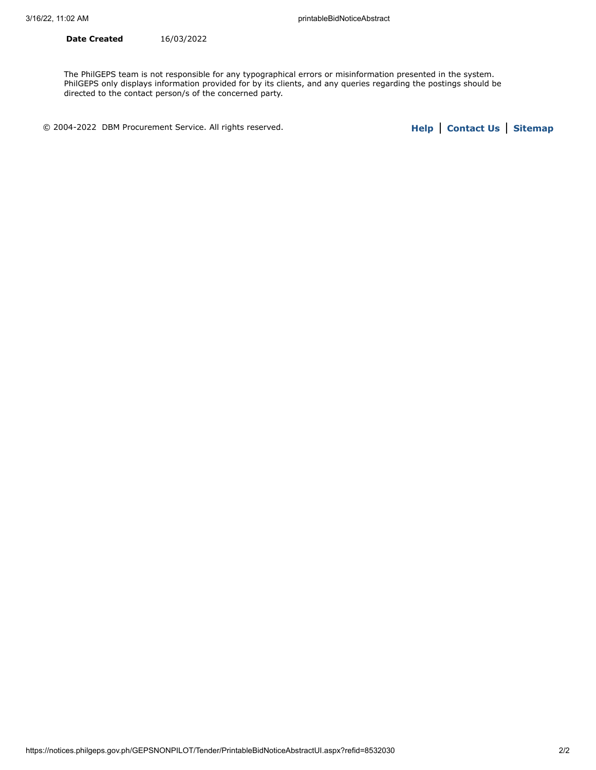| | |
|---|---|
| **Date Created** | 16/03/2022 |

The PhilGEPS team is not responsible for any typographical errors or misinformation presented in the system. PhilGEPS only displays information provided for by its clients, and any queries regarding the postings should be directed to the contact person/s of the concerned party.

© 2004-2022 DBM Procurement Service. All rights reserved.

**Help** | **Contact Us** | **Sitemap**